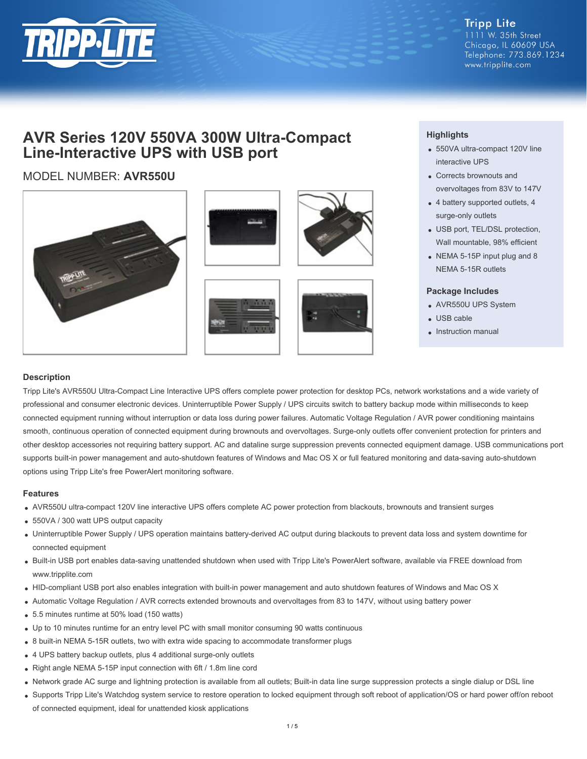Tripp Lite
1111 W. 35th Street
Chicago, IL 60609 USA
Telephone: 773.869.1234
www.tripplite.com

# AVR Series 120V 550VA 300W Ultra-Compact Line-Interactive UPS with USB port

## MODEL NUMBER: **AVR550U**

### Highlights

- 550VA ultra-compact 120V line interactive UPS
- Corrects brownouts and overvoltages from 83V to 147V
- 4 battery supported outlets, 4 surge-only outlets
- USB port, TEL/DSL protection, Wall mountable, 98% efficient
- NEMA 5-15P input plug and 8 NEMA 5-15R outlets

### Package Includes

- AVR550U UPS System
- USB cable
- Instruction manual

### Description

Tripp Lite's AVR550U Ultra-Compact Line Interactive UPS offers complete power protection for desktop PCs, network workstations and a wide variety of professional and consumer electronic devices. Uninterruptible Power Supply / UPS circuits switch to battery backup mode within milliseconds to keep connected equipment running without interruption or data loss during power failures. Automatic Voltage Regulation / AVR power conditioning maintains smooth, continuous operation of connected equipment during brownouts and overvoltages. Surge-only outlets offer convenient protection for printers and other desktop accessories not requiring battery support. AC and dataline surge suppression prevents connected equipment damage. USB communications port supports built-in power management and auto-shutdown features of Windows and Mac OS X or full featured monitoring and data-saving auto-shutdown options using Tripp Lite's free PowerAlert monitoring software.

### Features

- AVR550U ultra-compact 120V line interactive UPS offers complete AC power protection from blackouts, brownouts and transient surges
- 550VA / 300 watt UPS output capacity
- Uninterruptible Power Supply / UPS operation maintains battery-derived AC output during blackouts to prevent data loss and system downtime for connected equipment
- Built-in USB port enables data-saving unattended shutdown when used with Tripp Lite's PowerAlert software, available via FREE download from www.tripplite.com
- HID-compliant USB port also enables integration with built-in power management and auto shutdown features of Windows and Mac OS X
- Automatic Voltage Regulation / AVR corrects extended brownouts and overvoltages from 83 to 147V, without using battery power
- 5.5 minutes runtime at 50% load (150 watts)
- Up to 10 minutes runtime for an entry level PC with small monitor consuming 90 watts continuous
- 8 built-in NEMA 5-15R outlets, two with extra wide spacing to accommodate transformer plugs
- 4 UPS battery backup outlets, plus 4 additional surge-only outlets
- Right angle NEMA 5-15P input connection with 6ft / 1.8m line cord
- Network grade AC surge and lightning protection is available from all outlets; Built-in data line surge suppression protects a single dialup or DSL line
- Supports Tripp Lite's Watchdog system service to restore operation to locked equipment through soft reboot of application/OS or hard power off/on reboot of connected equipment, ideal for unattended kiosk applications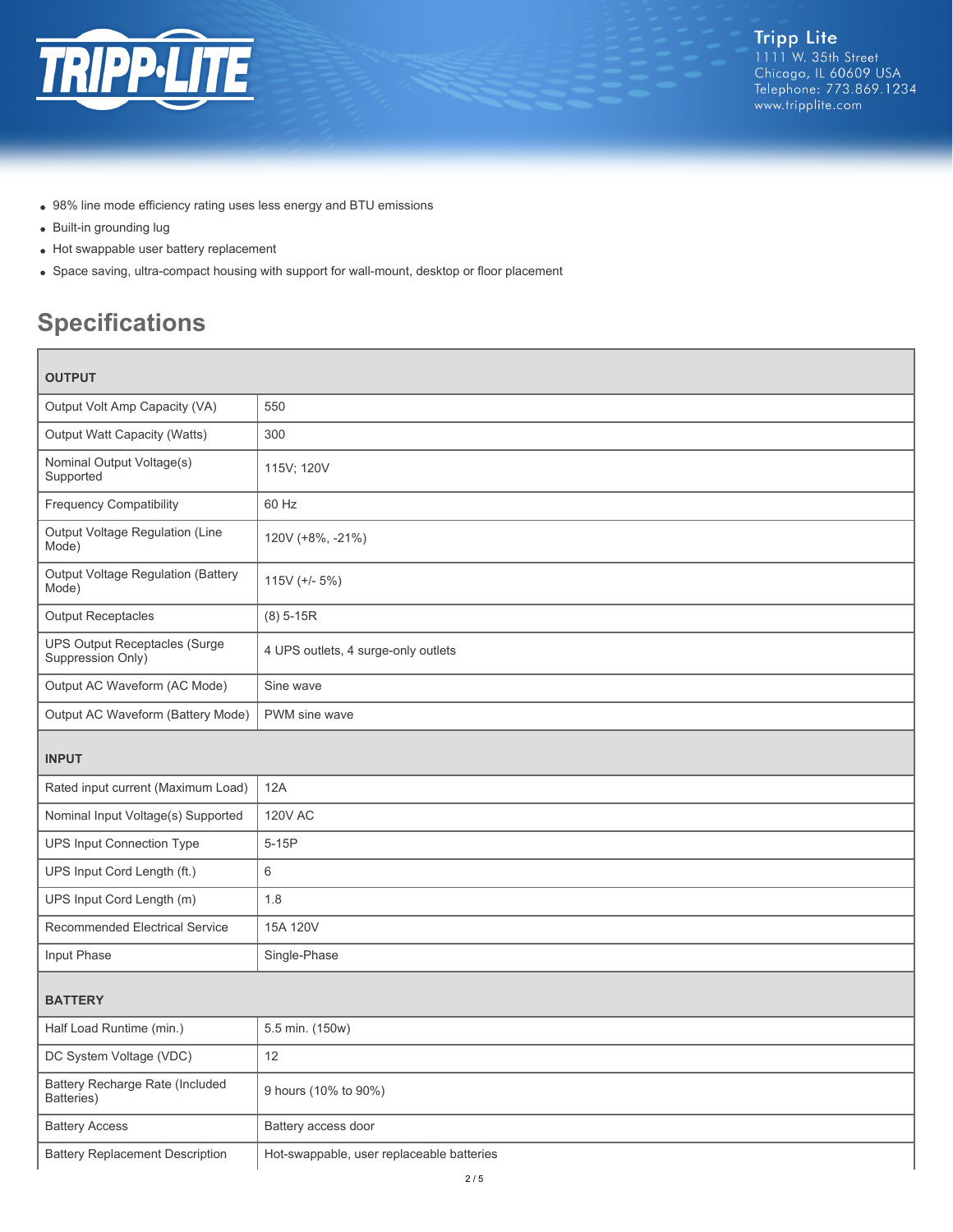- 98% line mode efficiency rating uses less energy and BTU emissions
- Built-in grounding lug
- Hot swappable user battery replacement
- Space saving, ultra-compact housing with support for wall-mount, desktop or floor placement

## Specifications

| OUTPUT | |
|---|---|
| Output Volt Amp Capacity (VA) | 550 |
| Output Watt Capacity (Watts) | 300 |
| Nominal Output Voltage(s) Supported | 115V; 120V |
| Frequency Compatibility | 60 Hz |
| Output Voltage Regulation (Line Mode) | 120V (+8%, -21%) |
| Output Voltage Regulation (Battery Mode) | 115V (+/- 5%) |
| Output Receptacles | (8) 5-15R |
| UPS Output Receptacles (Surge Suppression Only) | 4 UPS outlets, 4 surge-only outlets |
| Output AC Waveform (AC Mode) | Sine wave |
| Output AC Waveform (Battery Mode) | PWM sine wave |
| **INPUT** | |
| Rated input current (Maximum Load) | 12A |
| Nominal Input Voltage(s) Supported | 120V AC |
| UPS Input Connection Type | 5-15P |
| UPS Input Cord Length (ft.) | 6 |
| UPS Input Cord Length (m) | 1.8 |
| Recommended Electrical Service | 15A 120V |
| Input Phase | Single-Phase |
| **BATTERY** | |
| Half Load Runtime (min.) | 5.5 min. (150w) |
| DC System Voltage (VDC) | 12 |
| Battery Recharge Rate (Included Batteries) | 9 hours (10% to 90%) |
| Battery Access | Battery access door |
| Battery Replacement Description | Hot-swappable, user replaceable batteries |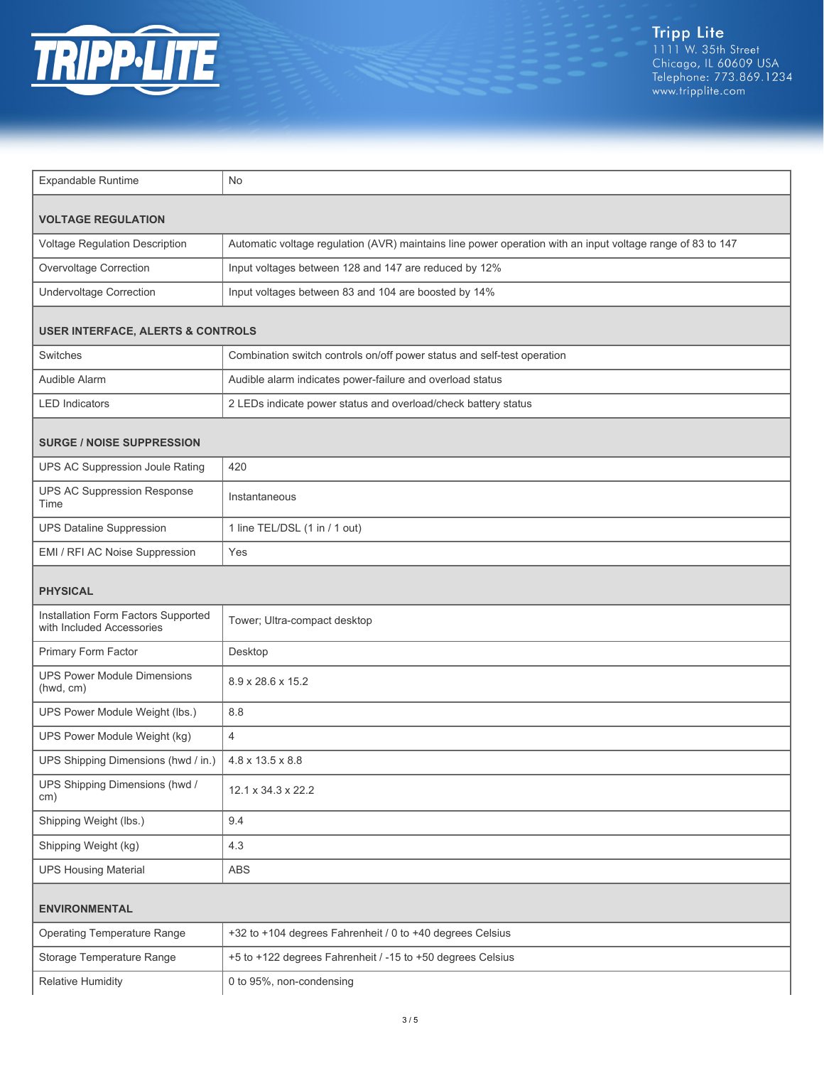| | |
|---|---|
| Expandable Runtime | No |

## VOLTAGE REGULATION

| | |
|---|---|
| Voltage Regulation Description | Automatic voltage regulation (AVR) maintains line power operation with an input voltage range of 83 to 147 |
| Overvoltage Correction | Input voltages between 128 and 147 are reduced by 12% |
| Undervoltage Correction | Input voltages between 83 and 104 are boosted by 14% |

## USER INTERFACE, ALERTS & CONTROLS

| | |
|---|---|
| Switches | Combination switch controls on/off power status and self-test operation |
| Audible Alarm | Audible alarm indicates power-failure and overload status |
| LED Indicators | 2 LEDs indicate power status and overload/check battery status |

## SURGE / NOISE SUPPRESSION

| | |
|---|---|
| UPS AC Suppression Joule Rating | 420 |
| UPS AC Suppression Response Time | Instantaneous |
| UPS Dataline Suppression | 1 line TEL/DSL (1 in / 1 out) |
| EMI / RFI AC Noise Suppression | Yes |

## PHYSICAL

| | |
|---|---|
| Installation Form Factors Supported with Included Accessories | Tower; Ultra-compact desktop |
| Primary Form Factor | Desktop |
| UPS Power Module Dimensions (hwd, cm) | 8.9 x 28.6 x 15.2 |
| UPS Power Module Weight (lbs.) | 8.8 |
| UPS Power Module Weight (kg) | 4 |
| UPS Shipping Dimensions (hwd / in.) | 4.8 x 13.5 x 8.8 |
| UPS Shipping Dimensions (hwd / cm) | 12.1 x 34.3 x 22.2 |
| Shipping Weight (lbs.) | 9.4 |
| Shipping Weight (kg) | 4.3 |
| UPS Housing Material | ABS |

## ENVIRONMENTAL

| | |
|---|---|
| Operating Temperature Range | +32 to +104 degrees Fahrenheit / 0 to +40 degrees Celsius |
| Storage Temperature Range | +5 to +122 degrees Fahrenheit / -15 to +50 degrees Celsius |
| Relative Humidity | 0 to 95%, non-condensing |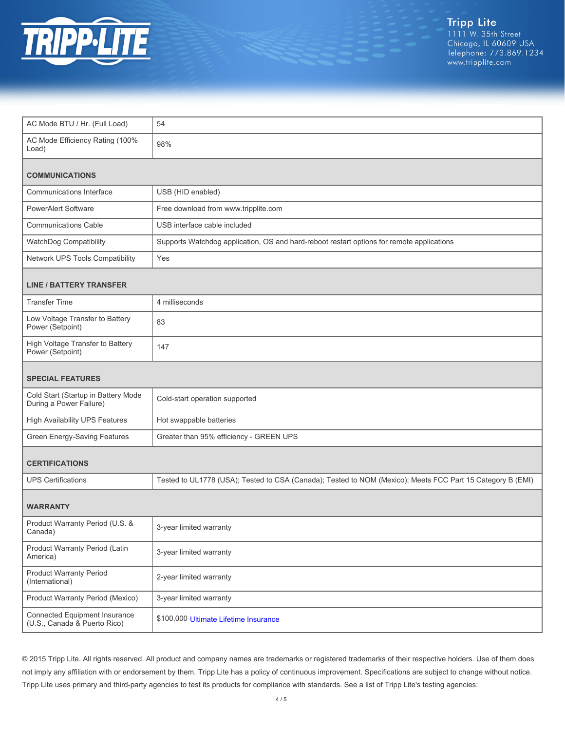| | |
|---|---|
| AC Mode BTU / Hr. (Full Load) | 54 |
| AC Mode Efficiency Rating (100% Load) | 98% |
| **COMMUNICATIONS** | |
| Communications Interface | USB (HID enabled) |
| PowerAlert Software | Free download from www.tripplite.com |
| Communications Cable | USB interface cable included |
| WatchDog Compatibility | Supports Watchdog application, OS and hard-reboot restart options for remote applications |
| Network UPS Tools Compatibility | Yes |
| **LINE / BATTERY TRANSFER** | |
| Transfer Time | 4 milliseconds |
| Low Voltage Transfer to Battery Power (Setpoint) | 83 |
| High Voltage Transfer to Battery Power (Setpoint) | 147 |
| **SPECIAL FEATURES** | |
| Cold Start (Startup in Battery Mode During a Power Failure) | Cold-start operation supported |
| High Availability UPS Features | Hot swappable batteries |
| Green Energy-Saving Features | Greater than 95% efficiency - GREEN UPS |
| **CERTIFICATIONS** | |
| UPS Certifications | Tested to UL1778 (USA); Tested to CSA (Canada); Tested to NOM (Mexico); Meets FCC Part 15 Category B (EMI) |
| **WARRANTY** | |
| Product Warranty Period (U.S. & Canada) | 3-year limited warranty |
| Product Warranty Period (Latin America) | 3-year limited warranty |
| Product Warranty Period (International) | 2-year limited warranty |
| Product Warranty Period (Mexico) | 3-year limited warranty |
| Connected Equipment Insurance (U.S., Canada & Puerto Rico) | $100,000 Ultimate Lifetime Insurance |

© 2015 Tripp Lite. All rights reserved. All product and company names are trademarks or registered trademarks of their respective holders. Use of them does not imply any affiliation with or endorsement by them. Tripp Lite has a policy of continuous improvement. Specifications are subject to change without notice. Tripp Lite uses primary and third-party agencies to test its products for compliance with standards. See a list of Tripp Lite's testing agencies: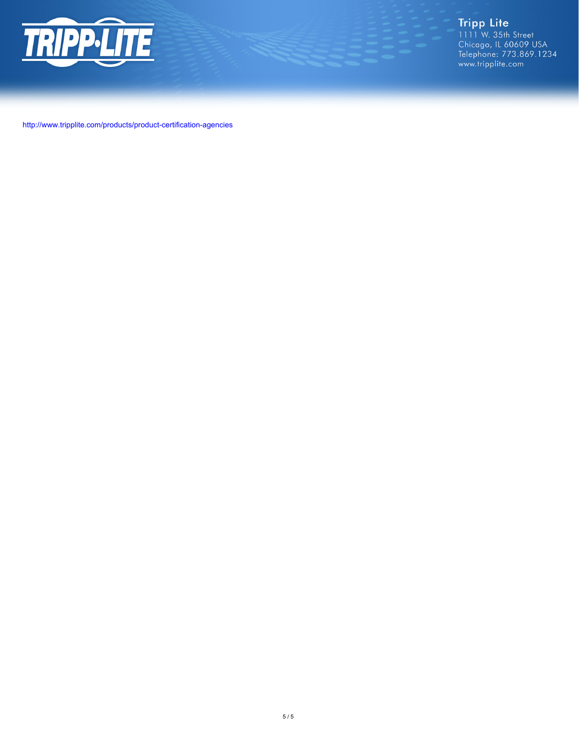http://www.tripplite.com/products/product-certification-agencies